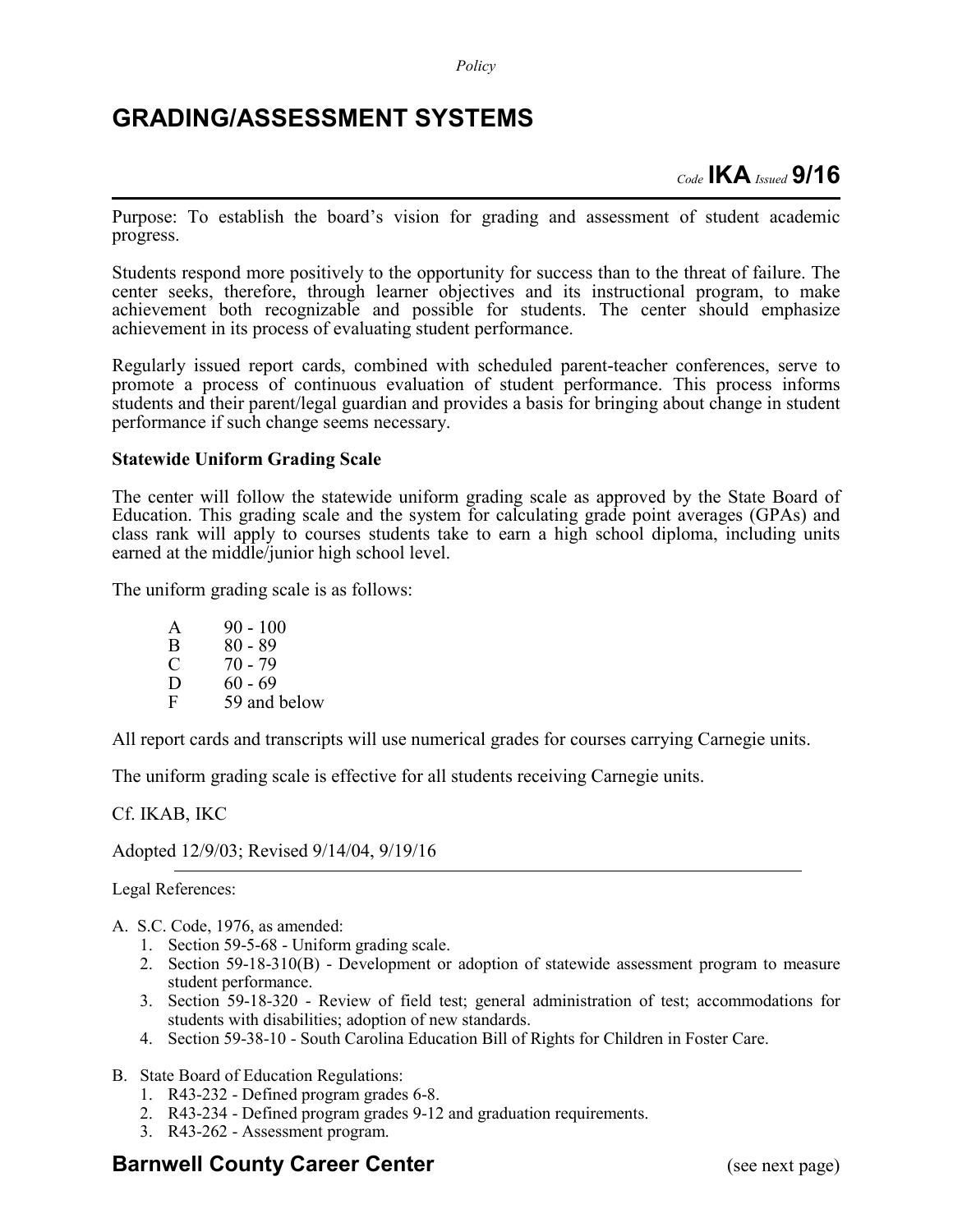*Policy*

# GRADING/ASSESSMENT SYSTEMS

*Code* **IKA** *Issued* **9/16**

Purpose: To establish the board's vision for grading and assessment of student academic progress.

Students respond more positively to the opportunity for success than to the threat of failure. The center seeks, therefore, through learner objectives and its instructional program, to make achievement both recognizable and possible for students. The center should emphasize achievement in its process of evaluating student performance.

Regularly issued report cards, combined with scheduled parent-teacher conferences, serve to promote a process of continuous evaluation of student performance. This process informs students and their parent/legal guardian and provides a basis for bringing about change in student performance if such change seems necessary.

**Statewide Uniform Grading Scale**

The center will follow the statewide uniform grading scale as approved by the State Board of Education. This grading scale and the system for calculating grade point averages (GPAs) and class rank will apply to courses students take to earn a high school diploma, including units earned at the middle/junior high school level.

The uniform grading scale is as follows:

| | |
|---|---|
| A | 90 - 100 |
| B | 80 - 89 |
| C | 70 - 79 |
| D | 60 - 69 |
| F | 59 and below |

All report cards and transcripts will use numerical grades for courses carrying Carnegie units.

The uniform grading scale is effective for all students receiving Carnegie units.

Cf. IKAB, IKC

Adopted 12/9/03; Revised 9/14/04, 9/19/16

---

Legal References:

A. S.C. Code, 1976, as amended:
   1. Section 59-5-68 - Uniform grading scale.
   2. Section 59-18-310(B) - Development or adoption of statewide assessment program to measure student performance.
   3. Section 59-18-320 - Review of field test; general administration of test; accommodations for students with disabilities; adoption of new standards.
   4. Section 59-38-10 - South Carolina Education Bill of Rights for Children in Foster Care.

B. State Board of Education Regulations:
   1. R43-232 - Defined program grades 6-8.
   2. R43-234 - Defined program grades 9-12 and graduation requirements.
   3. R43-262 - Assessment program.

**Barnwell County Career Center** (see next page)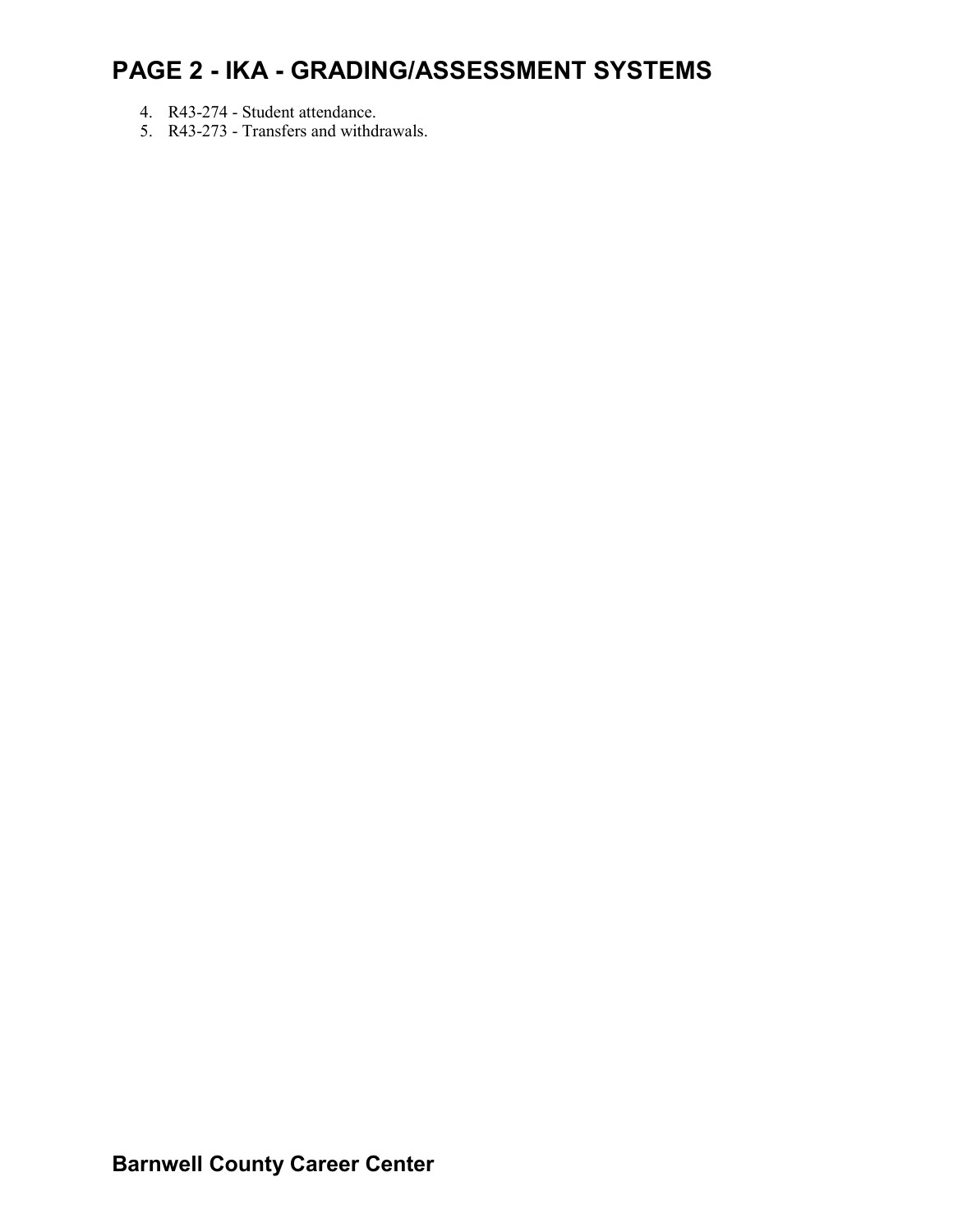4. R43-274 - Student attendance.
5. R43-273 - Transfers and withdrawals.